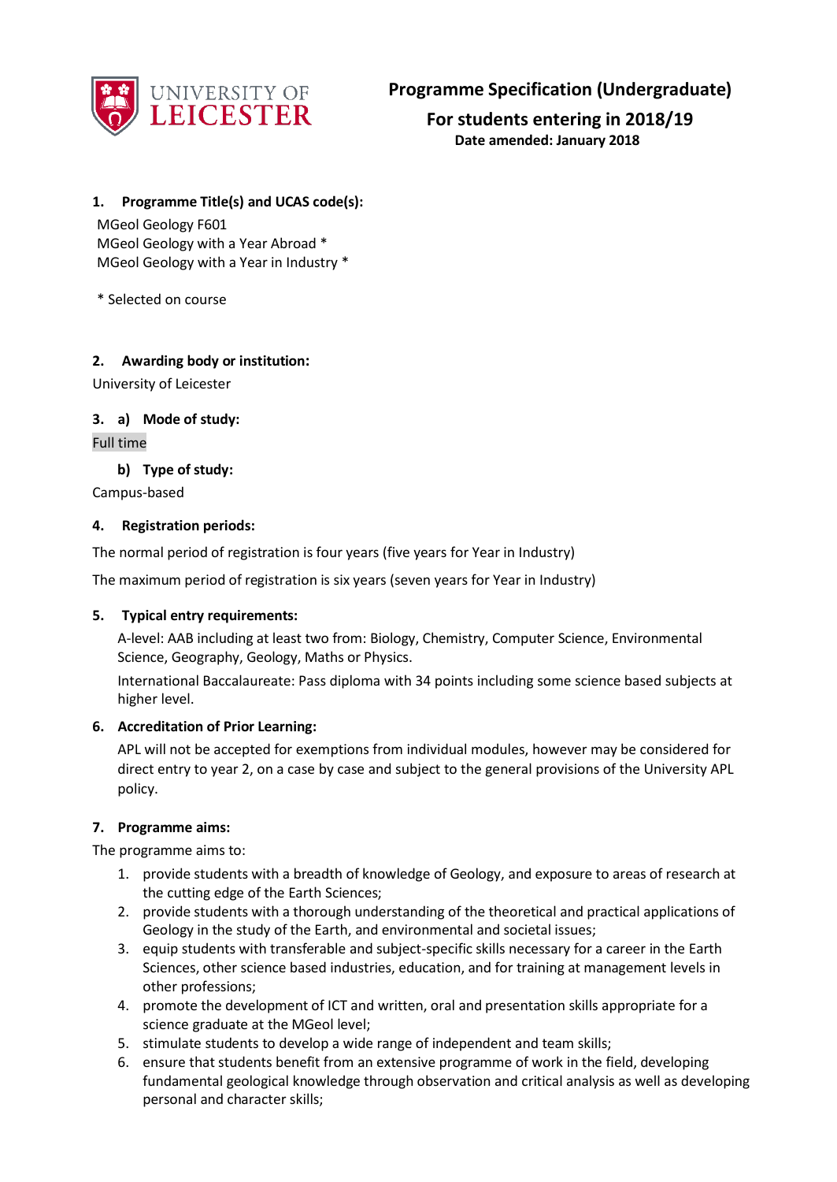UNIVERSITY OF LEICESTER

# Programme Specification (Undergraduate)

## For students entering in 2018/19

**Date amended: January 2018**

### 1. Programme Title(s) and UCAS code(s):

MGeol Geology F601
MGeol Geology with a Year Abroad *
MGeol Geology with a Year in Industry *

* Selected on course

### 2. Awarding body or institution:

University of Leicester

### 3. a) Mode of study:

Full time

#### b) Type of study:

Campus-based

### 4. Registration periods:

The normal period of registration is four years (five years for Year in Industry)

The maximum period of registration is six years (seven years for Year in Industry)

### 5. Typical entry requirements:

A-level: AAB including at least two from: Biology, Chemistry, Computer Science, Environmental Science, Geography, Geology, Maths or Physics.

International Baccalaureate: Pass diploma with 34 points including some science based subjects at higher level.

### 6. Accreditation of Prior Learning:

APL will not be accepted for exemptions from individual modules, however may be considered for direct entry to year 2, on a case by case and subject to the general provisions of the University APL policy.

### 7. Programme aims:

The programme aims to:

1. provide students with a breadth of knowledge of Geology, and exposure to areas of research at the cutting edge of the Earth Sciences;
2. provide students with a thorough understanding of the theoretical and practical applications of Geology in the study of the Earth, and environmental and societal issues;
3. equip students with transferable and subject-specific skills necessary for a career in the Earth Sciences, other science based industries, education, and for training at management levels in other professions;
4. promote the development of ICT and written, oral and presentation skills appropriate for a science graduate at the MGeol level;
5. stimulate students to develop a wide range of independent and team skills;
6. ensure that students benefit from an extensive programme of work in the field, developing fundamental geological knowledge through observation and critical analysis as well as developing personal and character skills;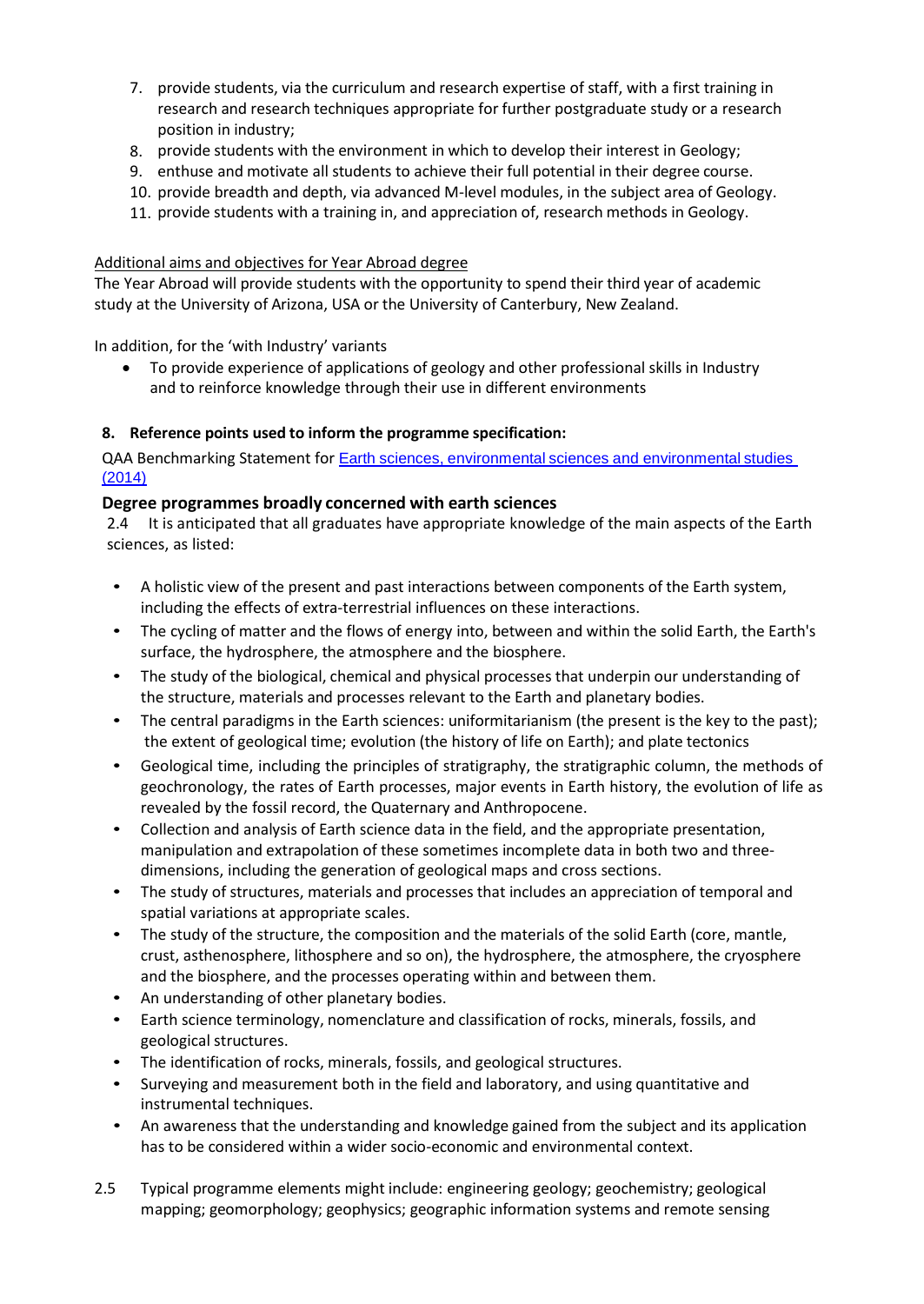7. provide students, via the curriculum and research expertise of staff, with a first training in research and research techniques appropriate for further postgraduate study or a research position in industry;
8. provide students with the environment in which to develop their interest in Geology;
9. enthuse and motivate all students to achieve their full potential in their degree course.
10. provide breadth and depth, via advanced M-level modules, in the subject area of Geology.
11. provide students with a training in, and appreciation of, research methods in Geology.

Additional aims and objectives for Year Abroad degree

The Year Abroad will provide students with the opportunity to spend their third year of academic study at the University of Arizona, USA or the University of Canterbury, New Zealand.

In addition, for the 'with Industry' variants

- To provide experience of applications of geology and other professional skills in Industry and to reinforce knowledge through their use in different environments

**8. Reference points used to inform the programme specification:**

QAA Benchmarking Statement for [Earth sciences, environmental sciences and environmental studies (2014)]

### Degree programmes broadly concerned with earth sciences

2.4 It is anticipated that all graduates have appropriate knowledge of the main aspects of the Earth sciences, as listed:

- A holistic view of the present and past interactions between components of the Earth system, including the effects of extra-terrestrial influences on these interactions.
- The cycling of matter and the flows of energy into, between and within the solid Earth, the Earth's surface, the hydrosphere, the atmosphere and the biosphere.
- The study of the biological, chemical and physical processes that underpin our understanding of the structure, materials and processes relevant to the Earth and planetary bodies.
- The central paradigms in the Earth sciences: uniformitarianism (the present is the key to the past); the extent of geological time; evolution (the history of life on Earth); and plate tectonics
- Geological time, including the principles of stratigraphy, the stratigraphic column, the methods of geochronology, the rates of Earth processes, major events in Earth history, the evolution of life as revealed by the fossil record, the Quaternary and Anthropocene.
- Collection and analysis of Earth science data in the field, and the appropriate presentation, manipulation and extrapolation of these sometimes incomplete data in both two and three-dimensions, including the generation of geological maps and cross sections.
- The study of structures, materials and processes that includes an appreciation of temporal and spatial variations at appropriate scales.
- The study of the structure, the composition and the materials of the solid Earth (core, mantle, crust, asthenosphere, lithosphere and so on), the hydrosphere, the atmosphere, the cryosphere and the biosphere, and the processes operating within and between them.
- An understanding of other planetary bodies.
- Earth science terminology, nomenclature and classification of rocks, minerals, fossils, and geological structures.
- The identification of rocks, minerals, fossils, and geological structures.
- Surveying and measurement both in the field and laboratory, and using quantitative and instrumental techniques.
- An awareness that the understanding and knowledge gained from the subject and its application has to be considered within a wider socio-economic and environmental context.

2.5 Typical programme elements might include: engineering geology; geochemistry; geological mapping; geomorphology; geophysics; geographic information systems and remote sensing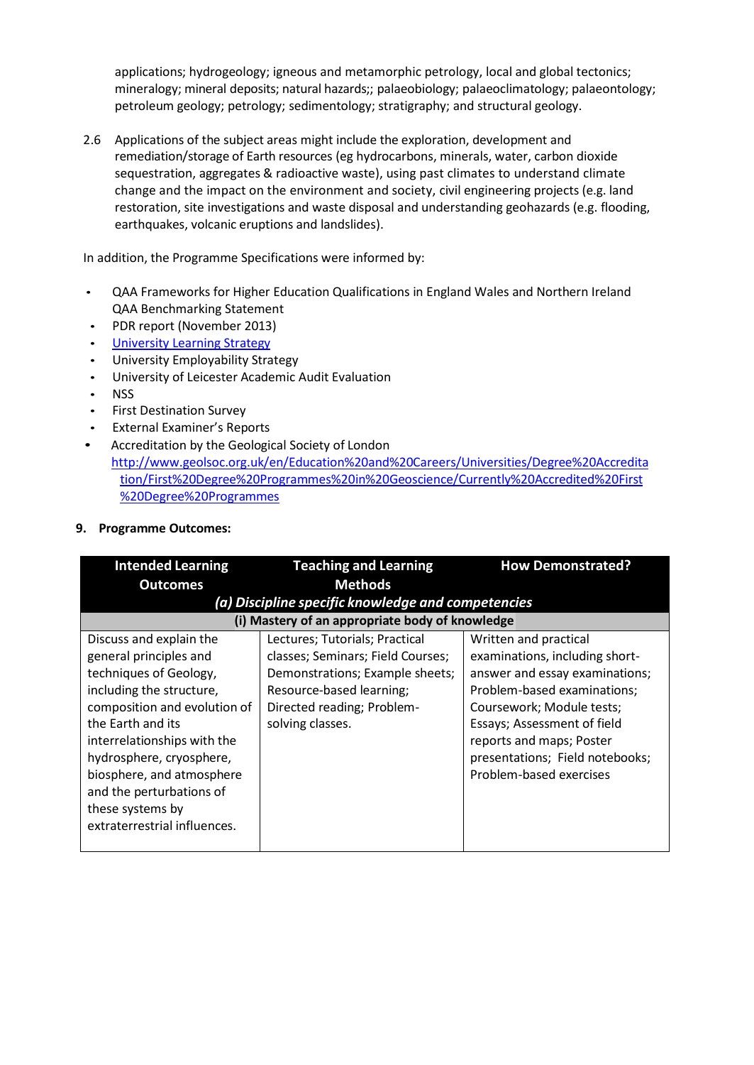applications; hydrogeology; igneous and metamorphic petrology, local and global tectonics; mineralogy; mineral deposits; natural hazards;; palaeobiology; palaeoclimatology; palaeontology; petroleum geology; petrology; sedimentology; stratigraphy; and structural geology.

2.6 Applications of the subject areas might include the exploration, development and remediation/storage of Earth resources (eg hydrocarbons, minerals, water, carbon dioxide sequestration, aggregates & radioactive waste), using past climates to understand climate change and the impact on the environment and society, civil engineering projects (e.g. land restoration, site investigations and waste disposal and understanding geohazards (e.g. flooding, earthquakes, volcanic eruptions and landslides).

In addition, the Programme Specifications were informed by:

- QAA Frameworks for Higher Education Qualifications in England Wales and Northern Ireland QAA Benchmarking Statement
- PDR report (November 2013)
- [University Learning Strategy]
- University Employability Strategy
- University of Leicester Academic Audit Evaluation
- NSS
- First Destination Survey
- External Examiner's Reports
- Accreditation by the Geological Society of London http://www.geolsoc.org.uk/en/Education%20and%20Careers/Universities/Degree%20Accreditation/First%20Degree%20Programmes%20in%20Geoscience/Currently%20Accredited%20First%20Degree%20Programmes

**9. Programme Outcomes:**

| Intended Learning Outcomes | Teaching and Learning Methods | How Demonstrated? |
|---|---|---|
| ***(a) Discipline specific knowledge and competencies*** | | |
| **(i) Mastery of an appropriate body of knowledge** | | |
| Discuss and explain the general principles and techniques of Geology, including the structure, composition and evolution of the Earth and its interrelationships with the hydrosphere, cryosphere, biosphere, and atmosphere and the perturbations of these systems by extraterrestrial influences. | Lectures; Tutorials; Practical classes; Seminars; Field Courses; Demonstrations; Example sheets; Resource-based learning; Directed reading; Problem-solving classes. | Written and practical examinations, including short-answer and essay examinations; Problem-based examinations; Coursework; Module tests; Essays; Assessment of field reports and maps; Poster presentations; Field notebooks; Problem-based exercises |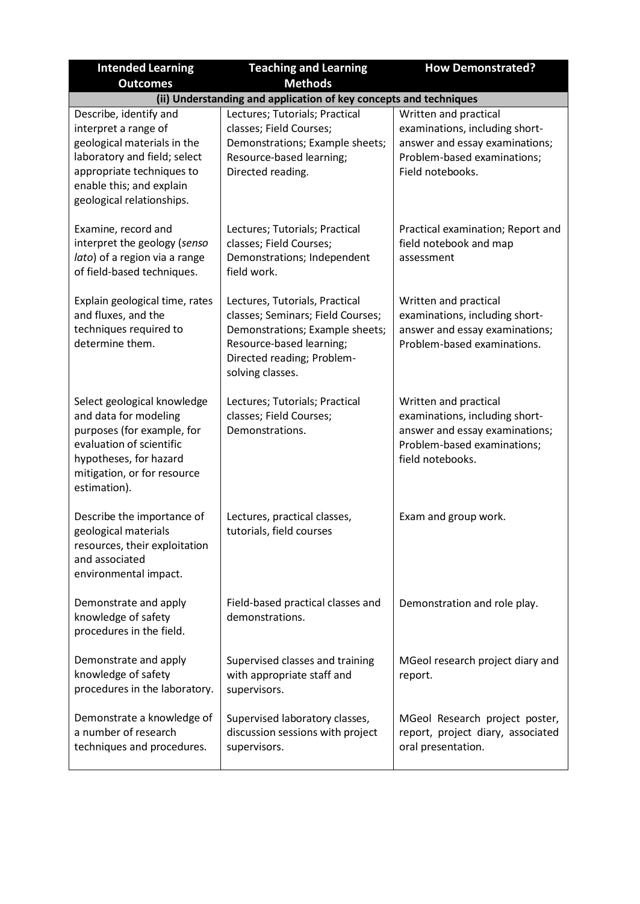| Intended Learning Outcomes | Teaching and Learning Methods | How Demonstrated? |
| --- | --- | --- |
| **(ii) Understanding and application of key concepts and techniques** | | |
| Describe, identify and interpret a range of geological materials in the laboratory and field; select appropriate techniques to enable this; and explain geological relationships. | Lectures; Tutorials; Practical classes; Field Courses; Demonstrations; Example sheets; Resource-based learning; Directed reading. | Written and practical examinations, including short-answer and essay examinations; Problem-based examinations; Field notebooks. |
| Examine, record and interpret the geology (*senso lato*) of a region via a range of field-based techniques. | Lectures; Tutorials; Practical classes; Field Courses; Demonstrations; Independent field work. | Practical examination; Report and field notebook and map assessment |
| Explain geological time, rates and fluxes, and the techniques required to determine them. | Lectures, Tutorials, Practical classes; Seminars; Field Courses; Demonstrations; Example sheets; Resource-based learning; Directed reading; Problem-solving classes. | Written and practical examinations, including short-answer and essay examinations; Problem-based examinations. |
| Select geological knowledge and data for modeling purposes (for example, for evaluation of scientific hypotheses, for hazard mitigation, or for resource estimation). | Lectures; Tutorials; Practical classes; Field Courses; Demonstrations. | Written and practical examinations, including short-answer and essay examinations; Problem-based examinations; field notebooks. |
| Describe the importance of geological materials resources, their exploitation and associated environmental impact. | Lectures, practical classes, tutorials, field courses | Exam and group work. |
| Demonstrate and apply knowledge of safety procedures in the field. | Field-based practical classes and demonstrations. | Demonstration and role play. |
| Demonstrate and apply knowledge of safety procedures in the laboratory. | Supervised classes and training with appropriate staff and supervisors. | MGeol research project diary and report. |
| Demonstrate a knowledge of a number of research techniques and procedures. | Supervised laboratory classes, discussion sessions with project supervisors. | MGeol Research project poster, report, project diary, associated oral presentation. |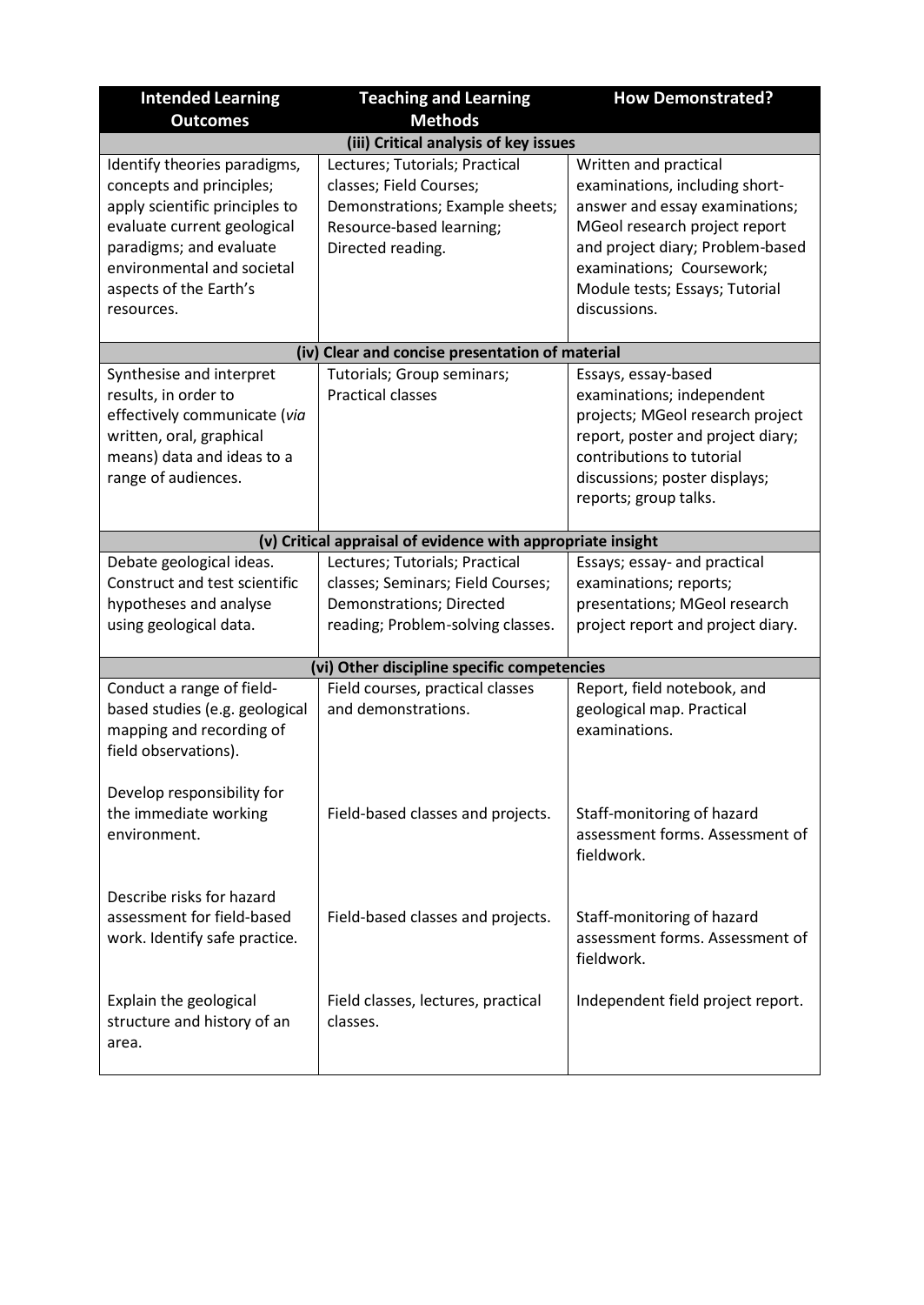| Intended Learning Outcomes | Teaching and Learning Methods | How Demonstrated? |
|---|---|---|
| **(iii) Critical analysis of key issues** | | |
| Identify theories paradigms, concepts and principles; apply scientific principles to evaluate current geological paradigms; and evaluate environmental and societal aspects of the Earth's resources. | Lectures; Tutorials; Practical classes; Field Courses; Demonstrations; Example sheets; Resource-based learning; Directed reading. | Written and practical examinations, including short-answer and essay examinations; MGeol research project report and project diary; Problem-based examinations; Coursework; Module tests; Essays; Tutorial discussions. |
| **(iv) Clear and concise presentation of material** | | |
| Synthesise and interpret results, in order to effectively communicate (*via* written, oral, graphical means) data and ideas to a range of audiences. | Tutorials; Group seminars; Practical classes | Essays, essay-based examinations; independent projects; MGeol research project report, poster and project diary; contributions to tutorial discussions; poster displays; reports; group talks. |
| **(v) Critical appraisal of evidence with appropriate insight** | | |
| Debate geological ideas. Construct and test scientific hypotheses and analyse using geological data. | Lectures; Tutorials; Practical classes; Seminars; Field Courses; Demonstrations; Directed reading; Problem-solving classes. | Essays; essay- and practical examinations; reports; presentations; MGeol research project report and project diary. |
| **(vi) Other discipline specific competencies** | | |
| Conduct a range of field-based studies (e.g. geological mapping and recording of field observations). | Field courses, practical classes and demonstrations. | Report, field notebook, and geological map. Practical examinations. |
| Develop responsibility for the immediate working environment. | Field-based classes and projects. | Staff-monitoring of hazard assessment forms. Assessment of fieldwork. |
| Describe risks for hazard assessment for field-based work. Identify safe practice. | Field-based classes and projects. | Staff-monitoring of hazard assessment forms. Assessment of fieldwork. |
| Explain the geological structure and history of an area. | Field classes, lectures, practical classes. | Independent field project report. |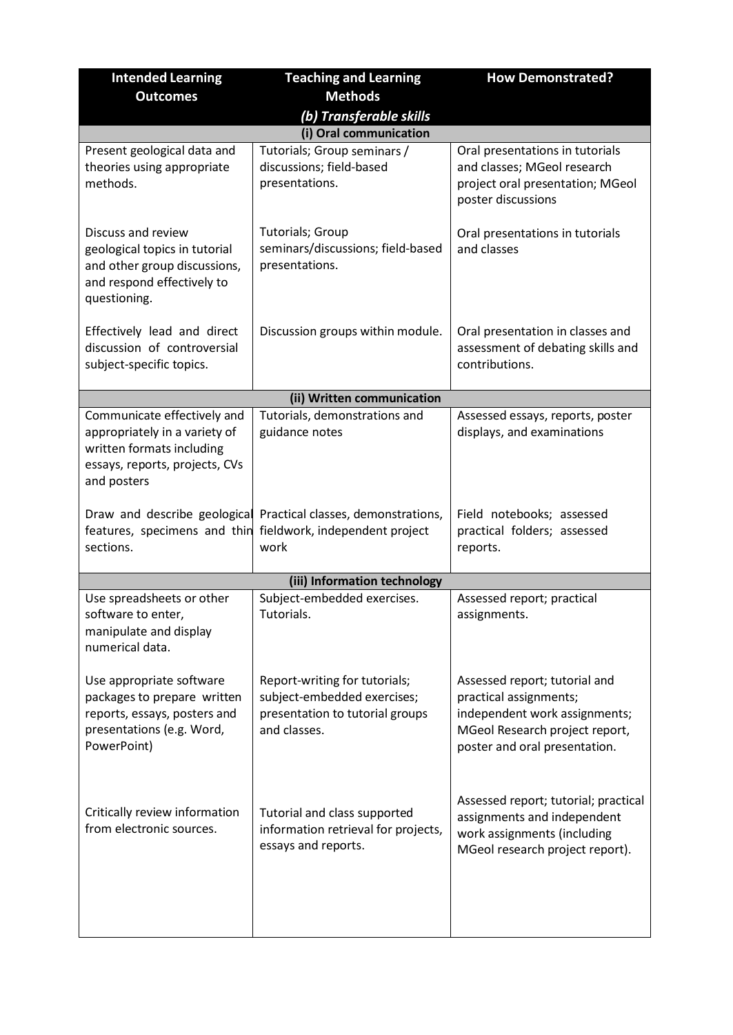| Intended Learning Outcomes | Teaching and Learning Methods | How Demonstrated? |
|---|---|---|
| | ***(b) Transferable skills*** | |
| | **(i) Oral communication** | |
| Present geological data and theories using appropriate methods. | Tutorials; Group seminars / discussions; field-based presentations. | Oral presentations in tutorials and classes; MGeol research project oral presentation; MGeol poster discussions |
| Discuss and review geological topics in tutorial and other group discussions, and respond effectively to questioning. | Tutorials; Group seminars/discussions; field-based presentations. | Oral presentations in tutorials and classes |
| Effectively lead and direct discussion of controversial subject-specific topics. | Discussion groups within module. | Oral presentation in classes and assessment of debating skills and contributions. |
| | **(ii) Written communication** | |
| Communicate effectively and appropriately in a variety of written formats including essays, reports, projects, CVs and posters | Tutorials, demonstrations and guidance notes | Assessed essays, reports, poster displays, and examinations |
| Draw and describe geological features, specimens and thin sections. | Practical classes, demonstrations, fieldwork, independent project work | Field notebooks; assessed practical folders; assessed reports. |
| | **(iii) Information technology** | |
| Use spreadsheets or other software to enter, manipulate and display numerical data. | Subject-embedded exercises. Tutorials. | Assessed report; practical assignments. |
| Use appropriate software packages to prepare written reports, essays, posters and presentations (e.g. Word, PowerPoint) | Report-writing for tutorials; subject-embedded exercises; presentation to tutorial groups and classes. | Assessed report; tutorial and practical assignments; independent work assignments; MGeol Research project report, poster and oral presentation. |
| Critically review information from electronic sources. | Tutorial and class supported information retrieval for projects, essays and reports. | Assessed report; tutorial; practical assignments and independent work assignments (including MGeol research project report). |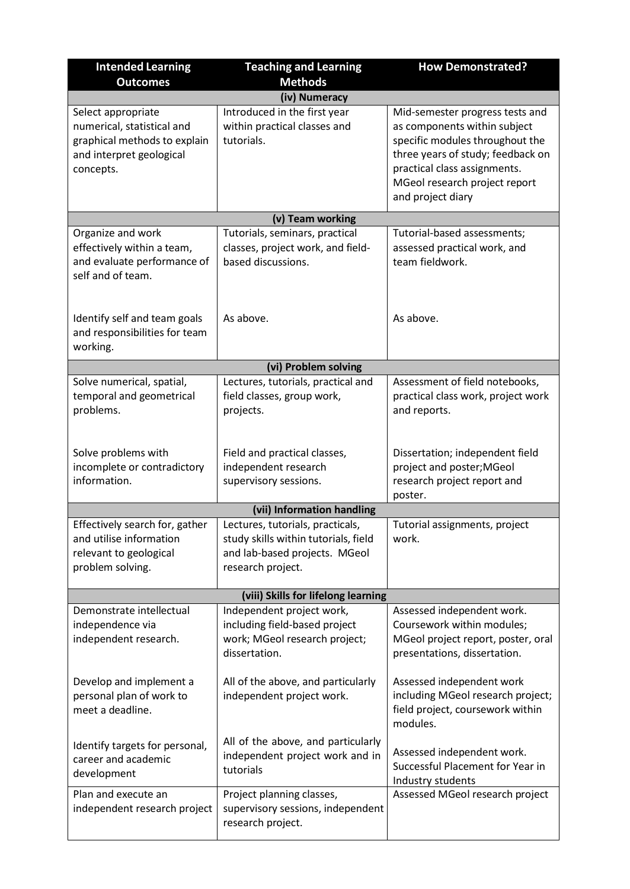| Intended Learning Outcomes | Teaching and Learning Methods | How Demonstrated? |
|---|---|---|
| **(iv) Numeracy** | | |
| Select appropriate numerical, statistical and graphical methods to explain and interpret geological concepts. | Introduced in the first year within practical classes and tutorials. | Mid-semester progress tests and as components within subject specific modules throughout the three years of study; feedback on practical class assignments. MGeol research project report and project diary |
| **(v) Team working** | | |
| Organize and work effectively within a team, and evaluate performance of self and of team. | Tutorials, seminars, practical classes, project work, and field-based discussions. | Tutorial-based assessments; assessed practical work, and team fieldwork. |
| Identify self and team goals and responsibilities for team working. | As above. | As above. |
| **(vi) Problem solving** | | |
| Solve numerical, spatial, temporal and geometrical problems. | Lectures, tutorials, practical and field classes, group work, projects. | Assessment of field notebooks, practical class work, project work and reports. |
| Solve problems with incomplete or contradictory information. | Field and practical classes, independent research supervisory sessions. | Dissertation; independent field project and poster;MGeol research project report and poster. |
| **(vii) Information handling** | | |
| Effectively search for, gather and utilise information relevant to geological problem solving. | Lectures, tutorials, practicals, study skills within tutorials, field and lab-based projects. MGeol research project. | Tutorial assignments, project work. |
| **(viii) Skills for lifelong learning** | | |
| Demonstrate intellectual independence via independent research. | Independent project work, including field-based project work; MGeol research project; dissertation. | Assessed independent work. Coursework within modules; MGeol project report, poster, oral presentations, dissertation. |
| Develop and implement a personal plan of work to meet a deadline. | All of the above, and particularly independent project work. | Assessed independent work including MGeol research project; field project, coursework within modules. |
| Identify targets for personal, career and academic development | All of the above, and particularly independent project work and in tutorials | Assessed independent work. Successful Placement for Year in Industry students |
| Plan and execute an independent research project | Project planning classes, supervisory sessions, independent research project. | Assessed MGeol research project |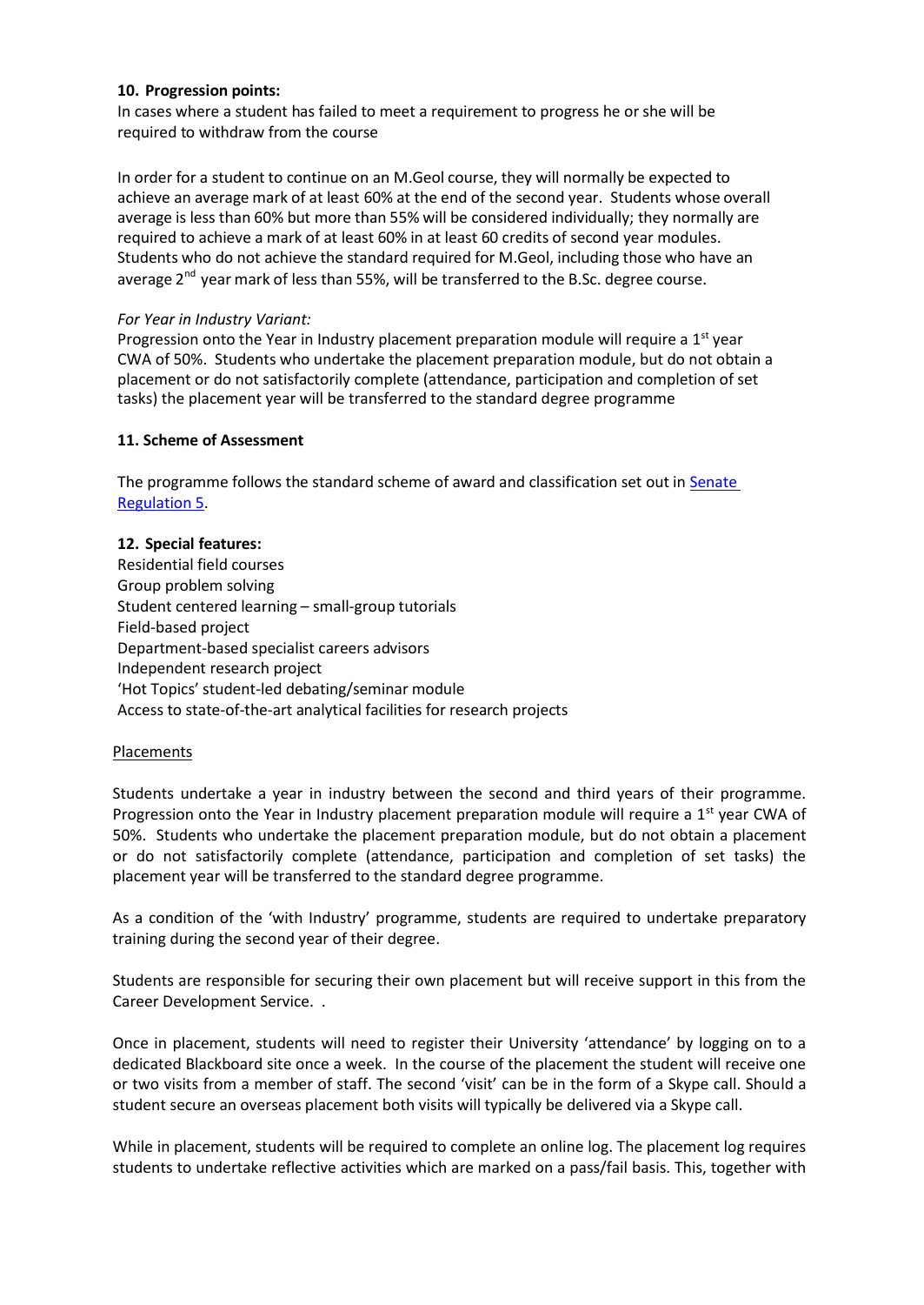**10. Progression points:**

In cases where a student has failed to meet a requirement to progress he or she will be required to withdraw from the course

In order for a student to continue on an M.Geol course, they will normally be expected to achieve an average mark of at least 60% at the end of the second year. Students whose overall average is less than 60% but more than 55% will be considered individually; they normally are required to achieve a mark of at least 60% in at least 60 credits of second year modules. Students who do not achieve the standard required for M.Geol, including those who have an average 2nd year mark of less than 55%, will be transferred to the B.Sc. degree course.

*For Year in Industry Variant:*

Progression onto the Year in Industry placement preparation module will require a 1st year CWA of 50%. Students who undertake the placement preparation module, but do not obtain a placement or do not satisfactorily complete (attendance, participation and completion of set tasks) the placement year will be transferred to the standard degree programme

**11. Scheme of Assessment**

The programme follows the standard scheme of award and classification set out in Senate Regulation 5.

**12. Special features:**

Residential field courses
Group problem solving
Student centered learning – small-group tutorials
Field-based project
Department-based specialist careers advisors
Independent research project
'Hot Topics' student-led debating/seminar module
Access to state-of-the-art analytical facilities for research projects

Placements

Students undertake a year in industry between the second and third years of their programme. Progression onto the Year in Industry placement preparation module will require a 1st year CWA of 50%. Students who undertake the placement preparation module, but do not obtain a placement or do not satisfactorily complete (attendance, participation and completion of set tasks) the placement year will be transferred to the standard degree programme.

As a condition of the 'with Industry' programme, students are required to undertake preparatory training during the second year of their degree.

Students are responsible for securing their own placement but will receive support in this from the Career Development Service. .

Once in placement, students will need to register their University 'attendance' by logging on to a dedicated Blackboard site once a week. In the course of the placement the student will receive one or two visits from a member of staff. The second 'visit' can be in the form of a Skype call. Should a student secure an overseas placement both visits will typically be delivered via a Skype call.

While in placement, students will be required to complete an online log. The placement log requires students to undertake reflective activities which are marked on a pass/fail basis. This, together with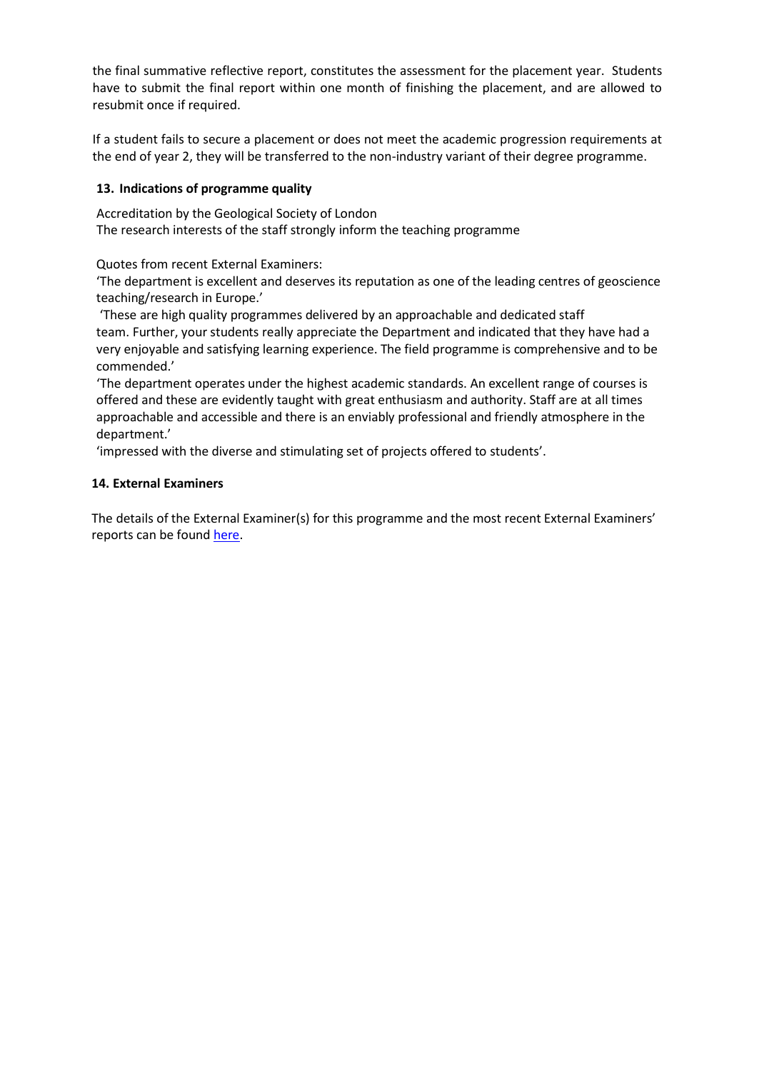the final summative reflective report, constitutes the assessment for the placement year. Students have to submit the final report within one month of finishing the placement, and are allowed to resubmit once if required.

If a student fails to secure a placement or does not meet the academic progression requirements at the end of year 2, they will be transferred to the non-industry variant of their degree programme.

### 13. Indications of programme quality

Accreditation by the Geological Society of London
The research interests of the staff strongly inform the teaching programme

Quotes from recent External Examiners:

'The department is excellent and deserves its reputation as one of the leading centres of geoscience teaching/research in Europe.'

'These are high quality programmes delivered by an approachable and dedicated staff team. Further, your students really appreciate the Department and indicated that they have had a very enjoyable and satisfying learning experience. The field programme is comprehensive and to be commended.'

'The department operates under the highest academic standards. An excellent range of courses is offered and these are evidently taught with great enthusiasm and authority. Staff are at all times approachable and accessible and there is an enviably professional and friendly atmosphere in the department.'

'impressed with the diverse and stimulating set of projects offered to students'.

### 14. External Examiners

The details of the External Examiner(s) for this programme and the most recent External Examiners' reports can be found here.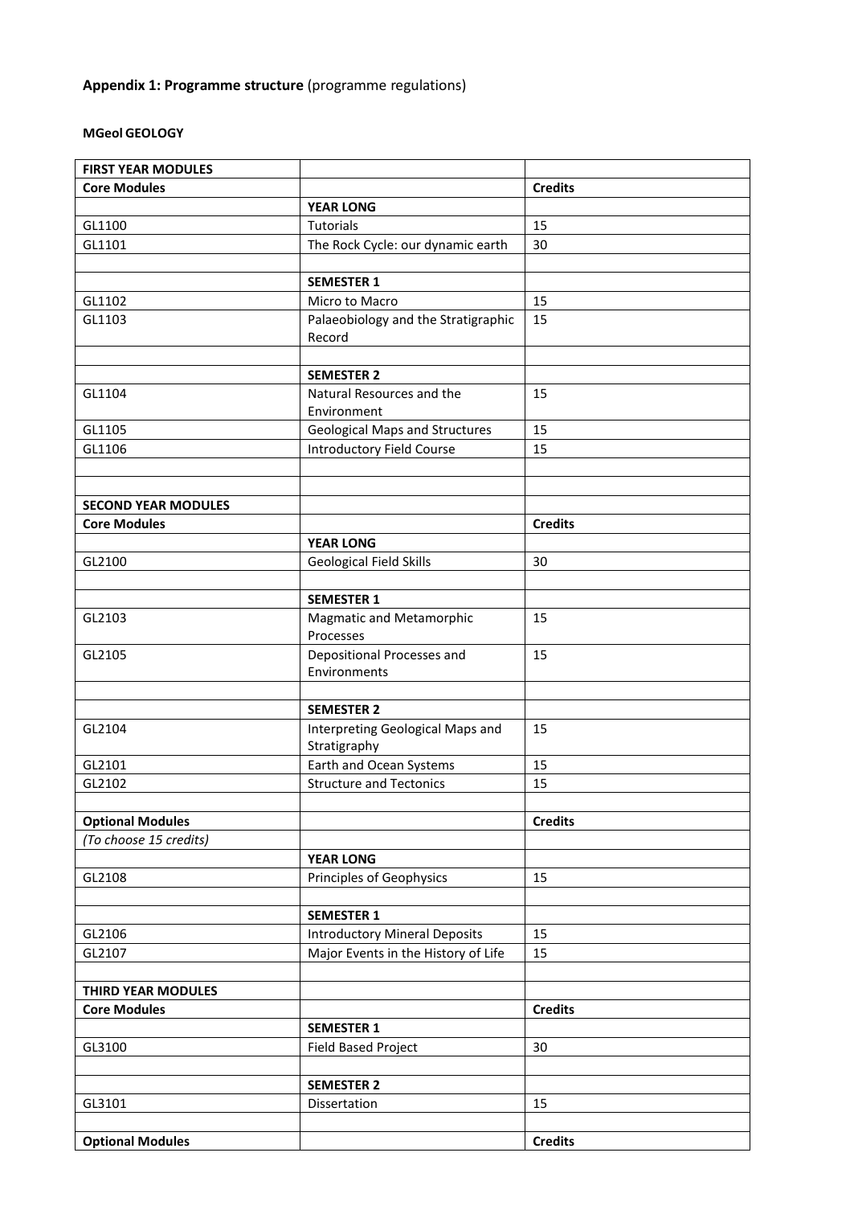**Appendix 1: Programme structure** (programme regulations)

**MGeol GEOLOGY**

| **FIRST YEAR MODULES** | | |
|---|---|---|
| **Core Modules** | | **Credits** |
| | **YEAR LONG** | |
| GL1100 | Tutorials | 15 |
| GL1101 | The Rock Cycle: our dynamic earth | 30 |
| | | |
| | **SEMESTER 1** | |
| GL1102 | Micro to Macro | 15 |
| GL1103 | Palaeobiology and the Stratigraphic Record | 15 |
| | | |
| | **SEMESTER 2** | |
| GL1104 | Natural Resources and the Environment | 15 |
| GL1105 | Geological Maps and Structures | 15 |
| GL1106 | Introductory Field Course | 15 |
| | | |
| | | |
| **SECOND YEAR MODULES** | | |
| **Core Modules** | | **Credits** |
| | **YEAR LONG** | |
| GL2100 | Geological Field Skills | 30 |
| | | |
| | **SEMESTER 1** | |
| GL2103 | Magmatic and Metamorphic Processes | 15 |
| GL2105 | Depositional Processes and Environments | 15 |
| | | |
| | **SEMESTER 2** | |
| GL2104 | Interpreting Geological Maps and Stratigraphy | 15 |
| GL2101 | Earth and Ocean Systems | 15 |
| GL2102 | Structure and Tectonics | 15 |
| | | |
| **Optional Modules** | | **Credits** |
| *(To choose 15 credits)* | | |
| | **YEAR LONG** | |
| GL2108 | Principles of Geophysics | 15 |
| | | |
| | **SEMESTER 1** | |
| GL2106 | Introductory Mineral Deposits | 15 |
| GL2107 | Major Events in the History of Life | 15 |
| | | |
| **THIRD YEAR MODULES** | | |
| **Core Modules** | | **Credits** |
| | **SEMESTER 1** | |
| GL3100 | Field Based Project | 30 |
| | | |
| | **SEMESTER 2** | |
| GL3101 | Dissertation | 15 |
| | | |
| **Optional Modules** | | **Credits** |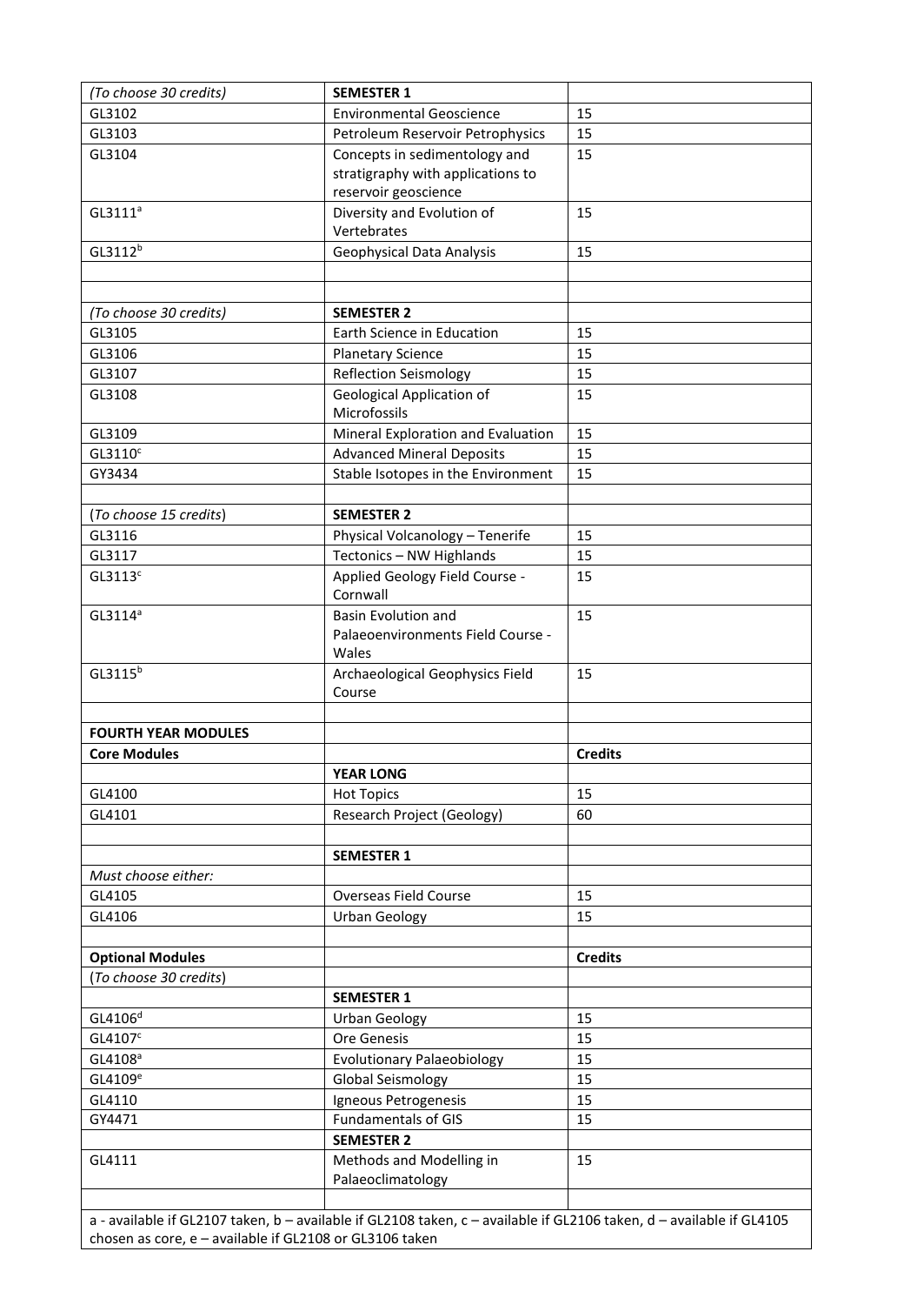| (To choose 30 credits) | SEMESTER 1 | |
|---|---|---|
| GL3102 | Environmental Geoscience | 15 |
| GL3103 | Petroleum Reservoir Petrophysics | 15 |
| GL3104 | Concepts in sedimentology and stratigraphy with applications to reservoir geoscience | 15 |
| GL3111[a] | Diversity and Evolution of Vertebrates | 15 |
| GL3112[b] | Geophysical Data Analysis | 15 |
| | | |
| | | |
| *(To choose 30 credits)* | **SEMESTER 2** | |
| GL3105 | Earth Science in Education | 15 |
| GL3106 | Planetary Science | 15 |
| GL3107 | Reflection Seismology | 15 |
| GL3108 | Geological Application of Microfossils | 15 |
| GL3109 | Mineral Exploration and Evaluation | 15 |
| GL3110[c] | Advanced Mineral Deposits | 15 |
| GY3434 | Stable Isotopes in the Environment | 15 |
| | | |
| (*To choose 15 credits*) | **SEMESTER 2** | |
| GL3116 | Physical Volcanology – Tenerife | 15 |
| GL3117 | Tectonics – NW Highlands | 15 |
| GL3113[c] | Applied Geology Field Course - Cornwall | 15 |
| GL3114[a] | Basin Evolution and Palaeoenvironments Field Course - Wales | 15 |
| GL3115[b] | Archaeological Geophysics Field Course | 15 |
| | | |
| **FOURTH YEAR MODULES** | | |
| **Core Modules** | | **Credits** |
| | **YEAR LONG** | |
| GL4100 | Hot Topics | 15 |
| GL4101 | Research Project (Geology) | 60 |
| | | |
| | **SEMESTER 1** | |
| *Must choose either:* | | |
| GL4105 | Overseas Field Course | 15 |
| GL4106 | Urban Geology | 15 |
| | | |
| **Optional Modules** | | **Credits** |
| (*To choose 30 credits*) | | |
| | **SEMESTER 1** | |
| GL4106[d] | Urban Geology | 15 |
| GL4107[c] | Ore Genesis | 15 |
| GL4108[a] | Evolutionary Palaeobiology | 15 |
| GL4109[e] | Global Seismology | 15 |
| GL4110 | Igneous Petrogenesis | 15 |
| GY4471 | Fundamentals of GIS | 15 |
| | **SEMESTER 2** | |
| GL4111 | Methods and Modelling in Palaeoclimatology | 15 |
| | | |

a - available if GL2107 taken, b – available if GL2108 taken, c – available if GL2106 taken, d – available if GL4105 chosen as core, e – available if GL2108 or GL3106 taken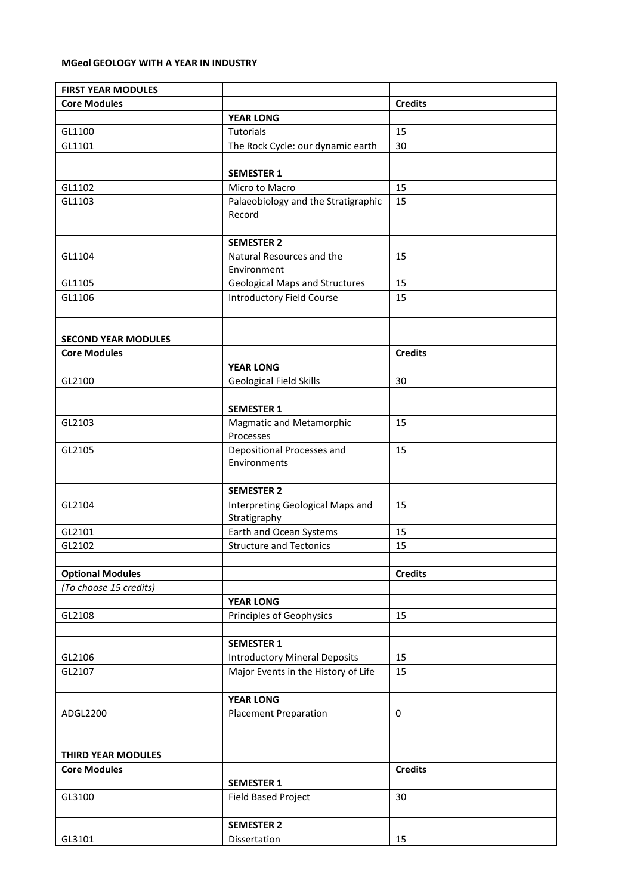**MGeol GEOLOGY WITH A YEAR IN INDUSTRY**

| FIRST YEAR MODULES | | |
|---|---|---|
| **Core Modules** | | **Credits** |
| | **YEAR LONG** | |
| GL1100 | Tutorials | 15 |
| GL1101 | The Rock Cycle: our dynamic earth | 30 |
| | | |
| | **SEMESTER 1** | |
| GL1102 | Micro to Macro | 15 |
| GL1103 | Palaeobiology and the Stratigraphic Record | 15 |
| | | |
| | **SEMESTER 2** | |
| GL1104 | Natural Resources and the Environment | 15 |
| GL1105 | Geological Maps and Structures | 15 |
| GL1106 | Introductory Field Course | 15 |
| | | |
| | | |
| **SECOND YEAR MODULES** | | |
| **Core Modules** | | **Credits** |
| | **YEAR LONG** | |
| GL2100 | Geological Field Skills | 30 |
| | | |
| | **SEMESTER 1** | |
| GL2103 | Magmatic and Metamorphic Processes | 15 |
| GL2105 | Depositional Processes and Environments | 15 |
| | | |
| | **SEMESTER 2** | |
| GL2104 | Interpreting Geological Maps and Stratigraphy | 15 |
| GL2101 | Earth and Ocean Systems | 15 |
| GL2102 | Structure and Tectonics | 15 |
| | | |
| **Optional Modules** | | **Credits** |
| *(To choose 15 credits)* | | |
| | **YEAR LONG** | |
| GL2108 | Principles of Geophysics | 15 |
| | | |
| | **SEMESTER 1** | |
| GL2106 | Introductory Mineral Deposits | 15 |
| GL2107 | Major Events in the History of Life | 15 |
| | | |
| | **YEAR LONG** | |
| ADGL2200 | Placement Preparation | 0 |
| | | |
| | | |
| **THIRD YEAR MODULES** | | |
| **Core Modules** | | **Credits** |
| | **SEMESTER 1** | |
| GL3100 | Field Based Project | 30 |
| | | |
| | **SEMESTER 2** | |
| GL3101 | Dissertation | 15 |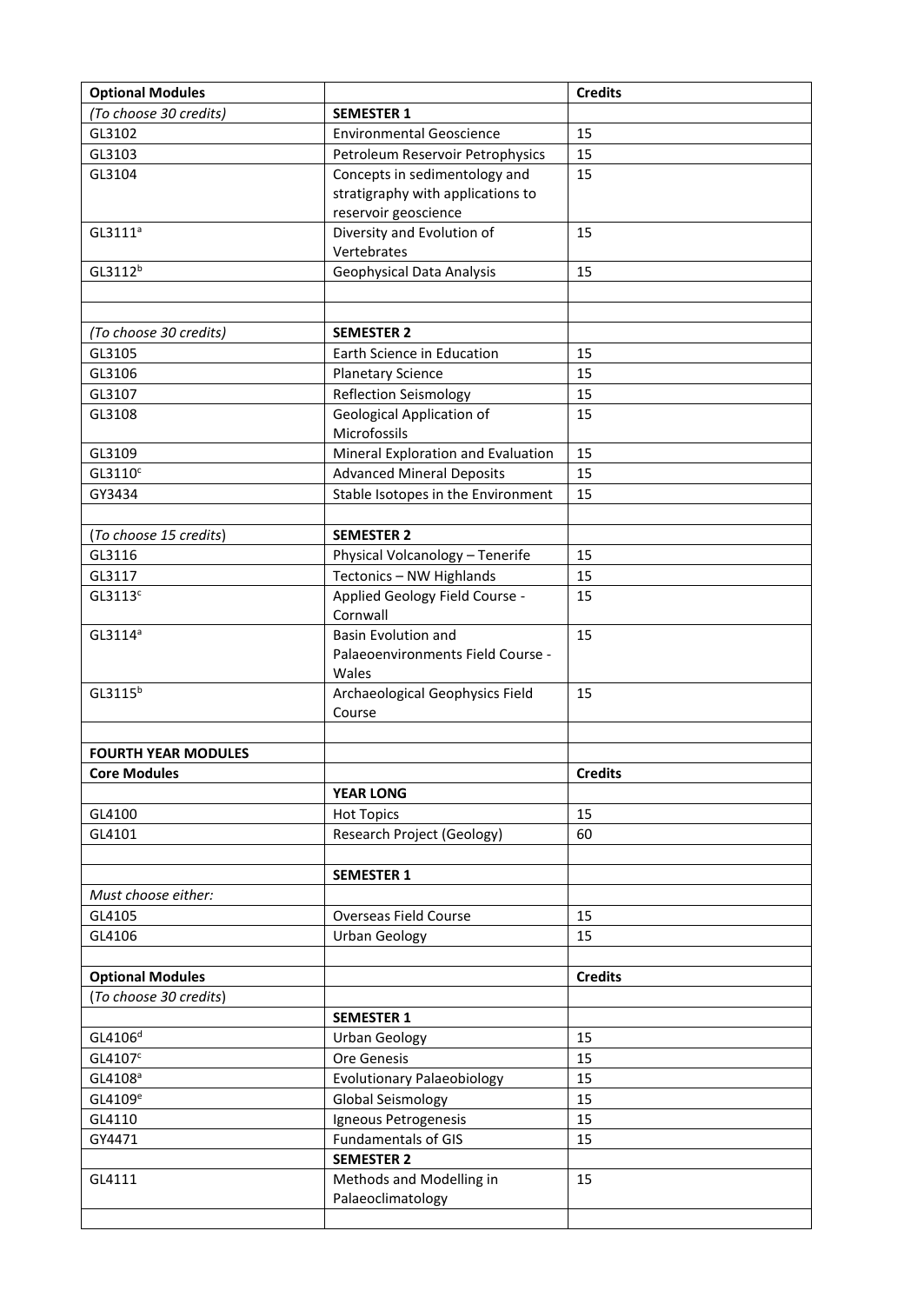| **Optional Modules** | | **Credits** |
|---|---|---|
| *(To choose 30 credits)* | **SEMESTER 1** | |
| GL3102 | Environmental Geoscience | 15 |
| GL3103 | Petroleum Reservoir Petrophysics | 15 |
| GL3104 | Concepts in sedimentology and stratigraphy with applications to reservoir geoscience | 15 |
| GL3111[a] | Diversity and Evolution of Vertebrates | 15 |
| GL3112[b] | Geophysical Data Analysis | 15 |
| | | |
| | | |
| *(To choose 30 credits)* | **SEMESTER 2** | |
| GL3105 | Earth Science in Education | 15 |
| GL3106 | Planetary Science | 15 |
| GL3107 | Reflection Seismology | 15 |
| GL3108 | Geological Application of Microfossils | 15 |
| GL3109 | Mineral Exploration and Evaluation | 15 |
| GL3110[c] | Advanced Mineral Deposits | 15 |
| GY3434 | Stable Isotopes in the Environment | 15 |
| | | |
| (*To choose 15 credits*) | **SEMESTER 2** | |
| GL3116 | Physical Volcanology – Tenerife | 15 |
| GL3117 | Tectonics – NW Highlands | 15 |
| GL3113[c] | Applied Geology Field Course - Cornwall | 15 |
| GL3114[a] | Basin Evolution and Palaeoenvironments Field Course - Wales | 15 |
| GL3115[b] | Archaeological Geophysics Field Course | 15 |
| | | |
| **FOURTH YEAR MODULES** | | |
| **Core Modules** | | **Credits** |
| | **YEAR LONG** | |
| GL4100 | Hot Topics | 15 |
| GL4101 | Research Project (Geology) | 60 |
| | | |
| | **SEMESTER 1** | |
| *Must choose either:* | | |
| GL4105 | Overseas Field Course | 15 |
| GL4106 | Urban Geology | 15 |
| | | |
| **Optional Modules** | | **Credits** |
| (*To choose 30 credits*) | | |
| | **SEMESTER 1** | |
| GL4106[d] | Urban Geology | 15 |
| GL4107[c] | Ore Genesis | 15 |
| GL4108[a] | Evolutionary Palaeobiology | 15 |
| GL4109[e] | Global Seismology | 15 |
| GL4110 | Igneous Petrogenesis | 15 |
| GY4471 | Fundamentals of GIS | 15 |
| | **SEMESTER 2** | |
| GL4111 | Methods and Modelling in Palaeoclimatology | 15 |
| | | |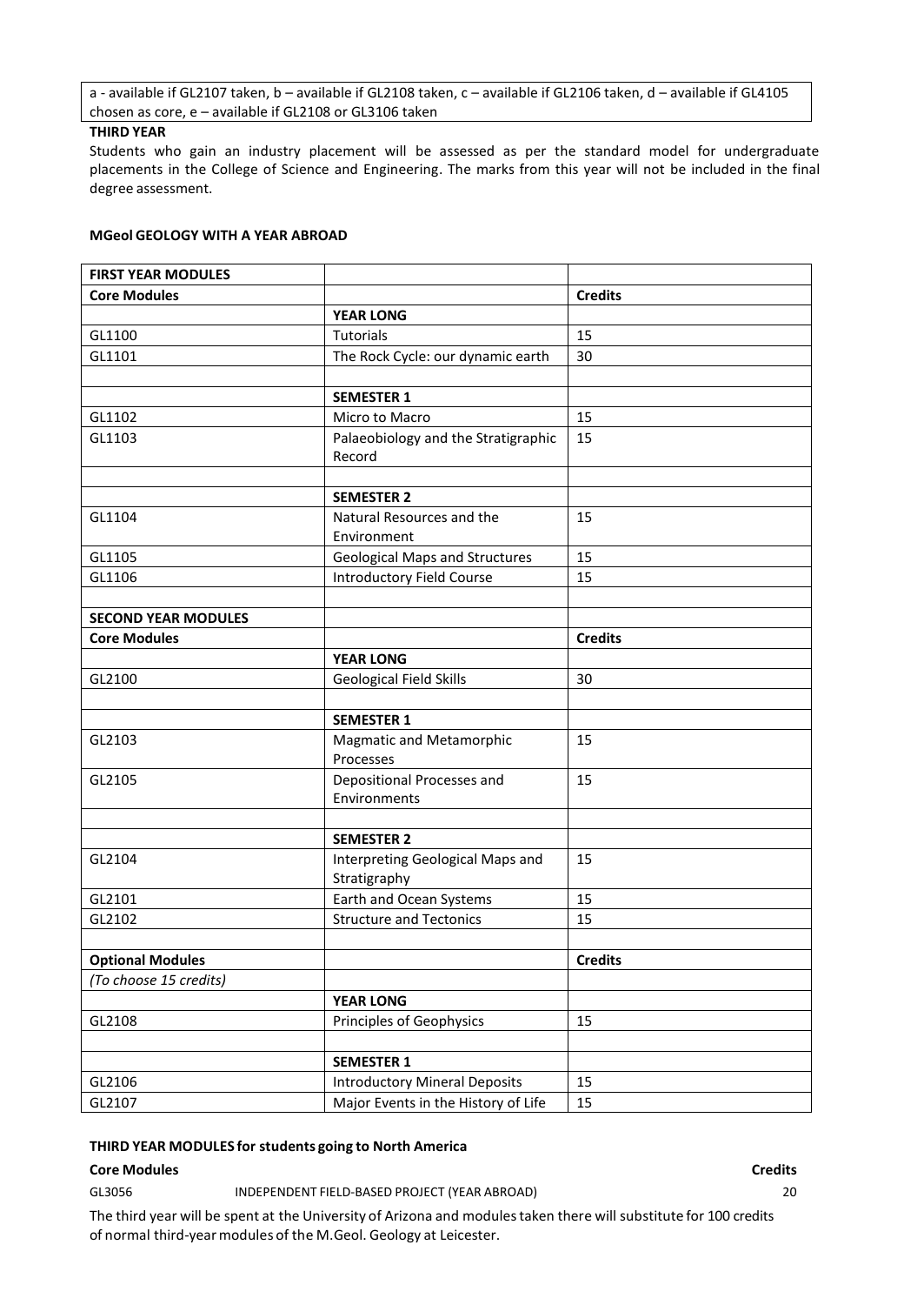| a - available if GL2107 taken, b – available if GL2108 taken, c – available if GL2106 taken, d – available if GL4105 chosen as core, e – available if GL2108 or GL3106 taken |
|---|

**THIRD YEAR**

Students who gain an industry placement will be assessed as per the standard model for undergraduate placements in the College of Science and Engineering. The marks from this year will not be included in the final degree assessment.

**MGeol GEOLOGY WITH A YEAR ABROAD**

| **FIRST YEAR MODULES** | | |
|---|---|---|
| **Core Modules** | | **Credits** |
| | **YEAR LONG** | |
| GL1100 | Tutorials | 15 |
| GL1101 | The Rock Cycle: our dynamic earth | 30 |
| | | |
| | **SEMESTER 1** | |
| GL1102 | Micro to Macro | 15 |
| GL1103 | Palaeobiology and the Stratigraphic Record | 15 |
| | | |
| | **SEMESTER 2** | |
| GL1104 | Natural Resources and the Environment | 15 |
| GL1105 | Geological Maps and Structures | 15 |
| GL1106 | Introductory Field Course | 15 |
| | | |
| **SECOND YEAR MODULES** | | |
| **Core Modules** | | **Credits** |
| | **YEAR LONG** | |
| GL2100 | Geological Field Skills | 30 |
| | | |
| | **SEMESTER 1** | |
| GL2103 | Magmatic and Metamorphic Processes | 15 |
| GL2105 | Depositional Processes and Environments | 15 |
| | | |
| | **SEMESTER 2** | |
| GL2104 | Interpreting Geological Maps and Stratigraphy | 15 |
| GL2101 | Earth and Ocean Systems | 15 |
| GL2102 | Structure and Tectonics | 15 |
| | | |
| **Optional Modules** | | **Credits** |
| *(To choose 15 credits)* | | |
| | **YEAR LONG** | |
| GL2108 | Principles of Geophysics | 15 |
| | | |
| | **SEMESTER 1** | |
| GL2106 | Introductory Mineral Deposits | 15 |
| GL2107 | Major Events in the History of Life | 15 |

**THIRD YEAR MODULES for students going to North America**

| **Core Modules** | | **Credits** |
|---|---|---|
| GL3056 | INDEPENDENT FIELD-BASED PROJECT (YEAR ABROAD) | 20 |

The third year will be spent at the University of Arizona and modules taken there will substitute for 100 credits of normal third-year modules of the M.Geol. Geology at Leicester.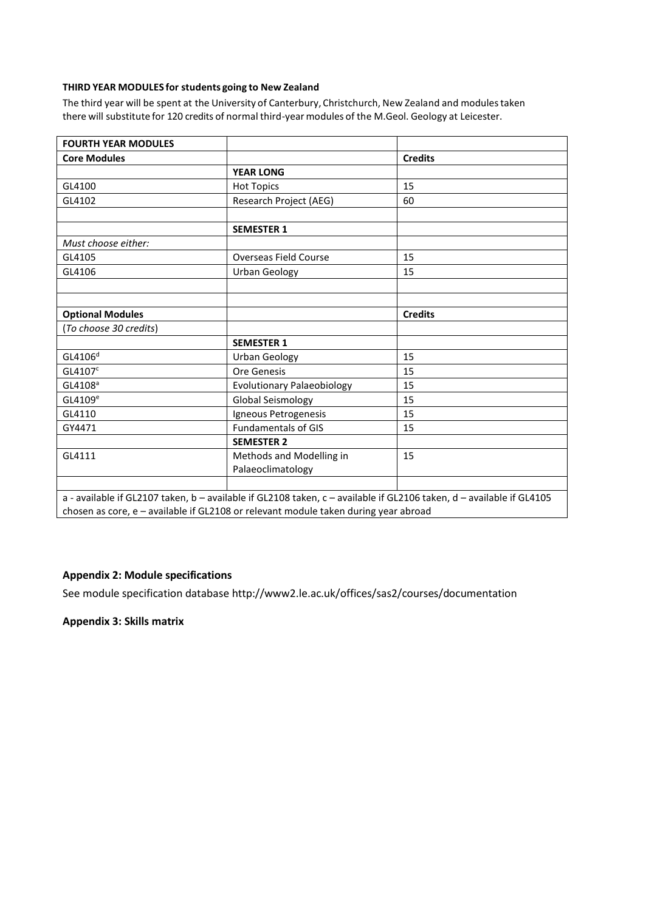**THIRD YEAR MODULES for students going to New Zealand**

The third year will be spent at the University of Canterbury, Christchurch, New Zealand and modules taken there will substitute for 120 credits of normal third-year modules of the M.Geol. Geology at Leicester.

| **FOURTH YEAR MODULES** | | |
|---|---|---|
| **Core Modules** | | **Credits** |
| | **YEAR LONG** | |
| GL4100 | Hot Topics | 15 |
| GL4102 | Research Project (AEG) | 60 |
| | | |
| | **SEMESTER 1** | |
| *Must choose either:* | | |
| GL4105 | Overseas Field Course | 15 |
| GL4106 | Urban Geology | 15 |
| | | |
| | | |
| **Optional Modules** | | **Credits** |
| (*To choose 30 credits*) | | |
| | **SEMESTER 1** | |
| GL4106[d] | Urban Geology | 15 |
| GL4107[c] | Ore Genesis | 15 |
| GL4108[a] | Evolutionary Palaeobiology | 15 |
| GL4109[e] | Global Seismology | 15 |
| GL4110 | Igneous Petrogenesis | 15 |
| GY4471 | Fundamentals of GIS | 15 |
| | **SEMESTER 2** | |
| GL4111 | Methods and Modelling in Palaeoclimatology | 15 |
| | | |
| a - available if GL2107 taken, b – available if GL2108 taken, c – available if GL2106 taken, d – available if GL4105 chosen as core, e – available if GL2108 or relevant module taken during year abroad | | |

**Appendix 2: Module specifications**

See module specification database http://www2.le.ac.uk/offices/sas2/courses/documentation

**Appendix 3: Skills matrix**